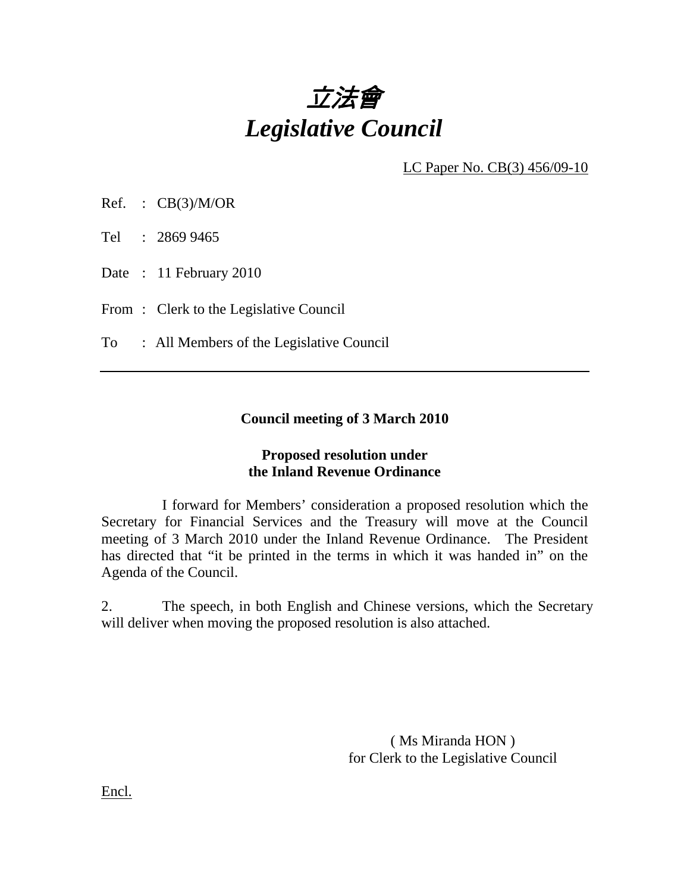# *立法會*
# *Legislative Council*

LC Paper No. CB(3) 456/09-10

Ref. : CB(3)/M/OR

Tel : 2869 9465

Date : 11 February 2010

From : Clerk to the Legislative Council

To : All Members of the Legislative Council

---

**Council meeting of 3 March 2010**

**Proposed resolution under**
**the Inland Revenue Ordinance**

I forward for Members' consideration a proposed resolution which the Secretary for Financial Services and the Treasury will move at the Council meeting of 3 March 2010 under the Inland Revenue Ordinance. The President has directed that "it be printed in the terms in which it was handed in" on the Agenda of the Council.

2. The speech, in both English and Chinese versions, which the Secretary will deliver when moving the proposed resolution is also attached.

( Ms Miranda HON )
for Clerk to the Legislative Council

Encl.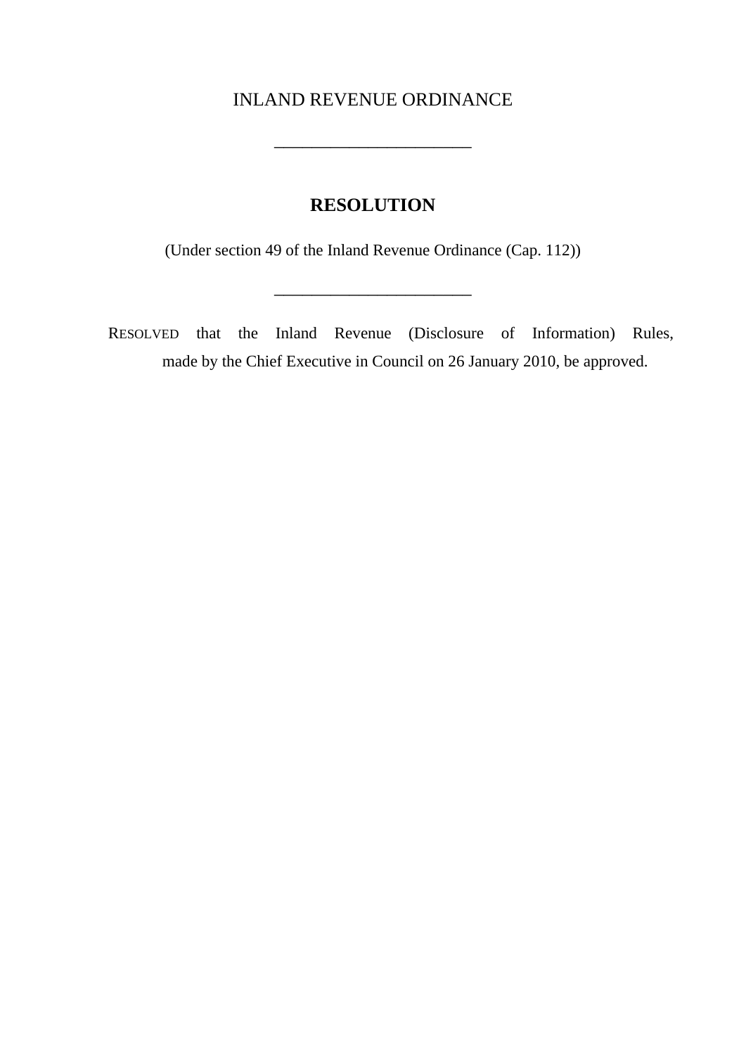# INLAND REVENUE ORDINANCE

______________________

## RESOLUTION

(Under section 49 of the Inland Revenue Ordinance (Cap. 112))

______________________

RESOLVED that the Inland Revenue (Disclosure of Information) Rules, made by the Chief Executive in Council on 26 January 2010, be approved.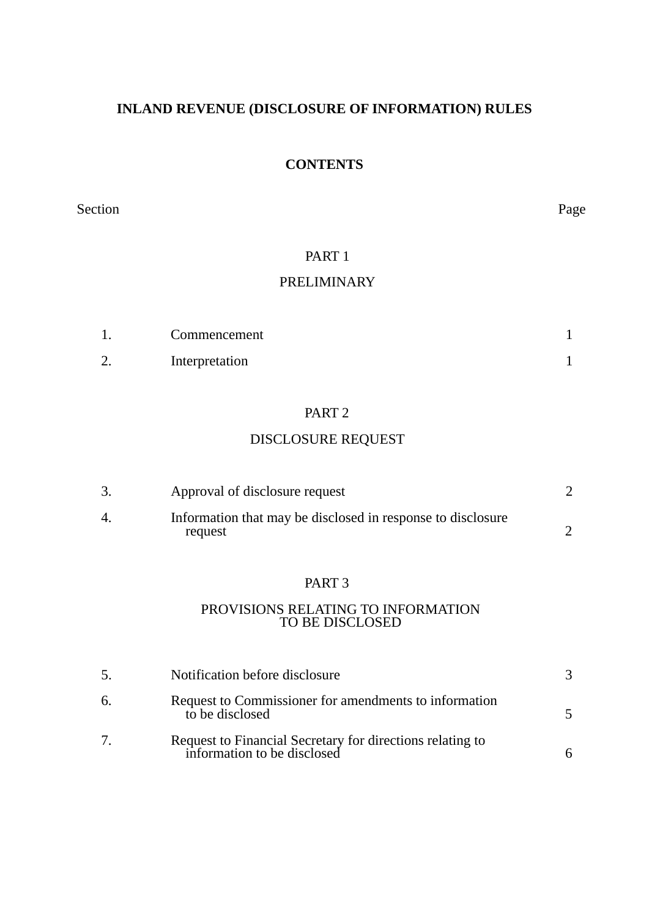# INLAND REVENUE (DISCLOSURE OF INFORMATION) RULES

## CONTENTS

| Section | | Page |
|---|---|---|
| | **PART 1**<br>**PRELIMINARY** | |
| 1. | Commencement | 1 |
| 2. | Interpretation | 1 |
| | **PART 2**<br>**DISCLOSURE REQUEST** | |
| 3. | Approval of disclosure request | 2 |
| 4. | Information that may be disclosed in response to disclosure request | 2 |
| | **PART 3**<br>**PROVISIONS RELATING TO INFORMATION TO BE DISCLOSED** | |
| 5. | Notification before disclosure | 3 |
| 6. | Request to Commissioner for amendments to information to be disclosed | 5 |
| 7. | Request to Financial Secretary for directions relating to information to be disclosed | 6 |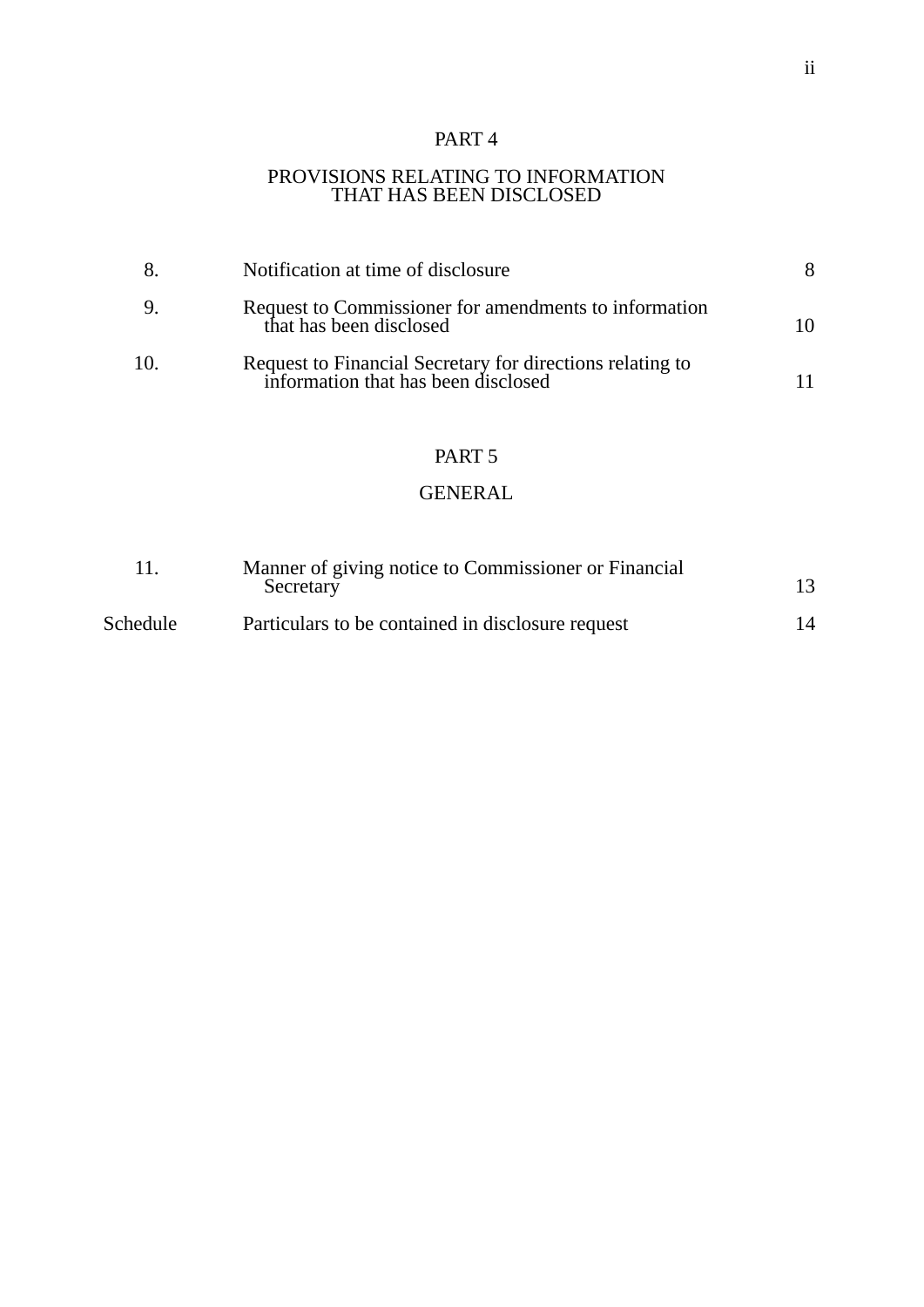## PART 4

## PROVISIONS RELATING TO INFORMATION THAT HAS BEEN DISCLOSED

| | | |
|---|---|---|
| 8. | Notification at time of disclosure | 8 |
| 9. | Request to Commissioner for amendments to information that has been disclosed | 10 |
| 10. | Request to Financial Secretary for directions relating to information that has been disclosed | 11 |

## PART 5

## GENERAL

| | | |
|---|---|---|
| 11. | Manner of giving notice to Commissioner or Financial Secretary | 13 |
| Schedule | Particulars to be contained in disclosure request | 14 |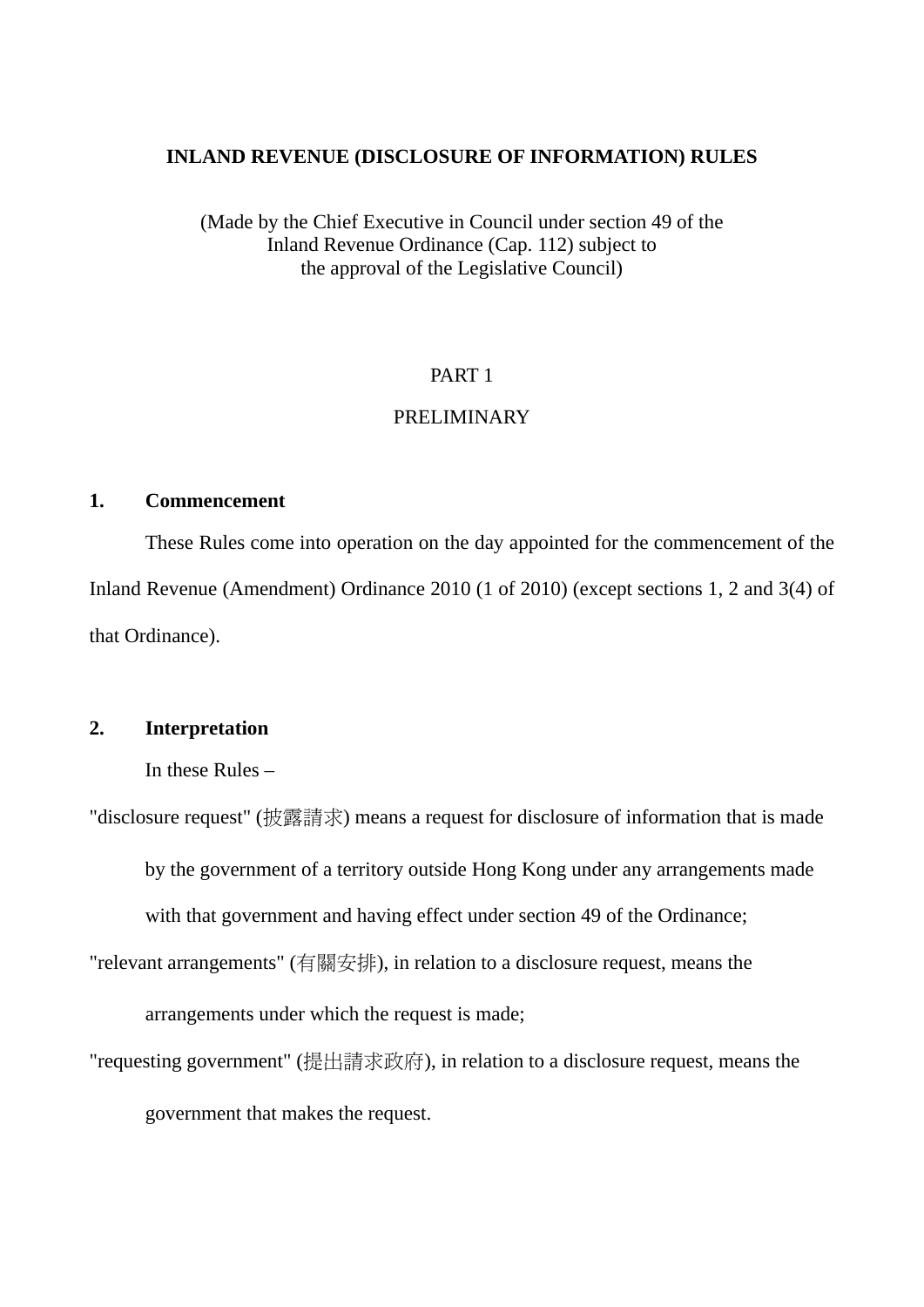# INLAND REVENUE (DISCLOSURE OF INFORMATION) RULES

(Made by the Chief Executive in Council under section 49 of the Inland Revenue Ordinance (Cap. 112) subject to the approval of the Legislative Council)

## PART 1

## PRELIMINARY

### 1. Commencement

These Rules come into operation on the day appointed for the commencement of the Inland Revenue (Amendment) Ordinance 2010 (1 of 2010) (except sections 1, 2 and 3(4) of that Ordinance).

### 2. Interpretation

In these Rules –

"disclosure request" (披露請求) means a request for disclosure of information that is made by the government of a territory outside Hong Kong under any arrangements made with that government and having effect under section 49 of the Ordinance;

"relevant arrangements" (有關安排), in relation to a disclosure request, means the arrangements under which the request is made;

"requesting government" (提出請求政府), in relation to a disclosure request, means the government that makes the request.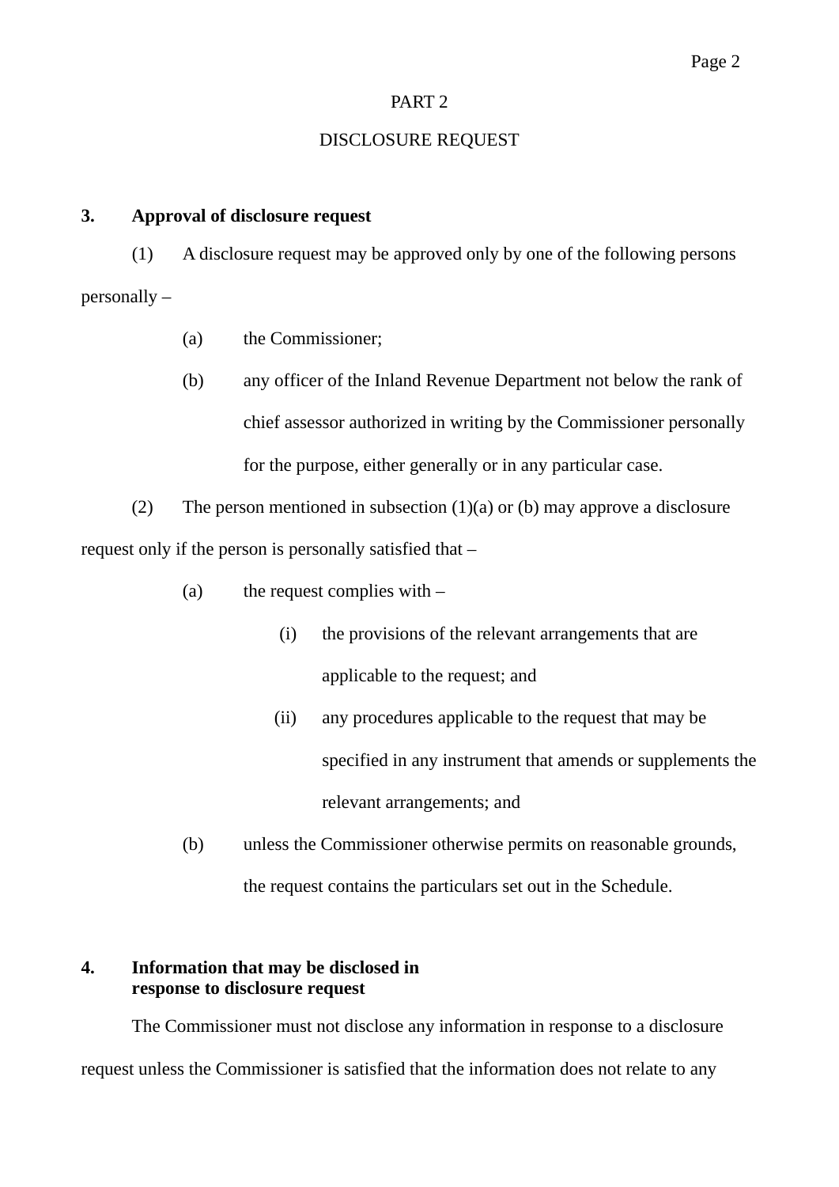# PART 2

## DISCLOSURE REQUEST

**3. Approval of disclosure request**

(1) A disclosure request may be approved only by one of the following persons personally –

(a) the Commissioner;

(b) any officer of the Inland Revenue Department not below the rank of chief assessor authorized in writing by the Commissioner personally for the purpose, either generally or in any particular case.

(2) The person mentioned in subsection (1)(a) or (b) may approve a disclosure request only if the person is personally satisfied that –

(a) the request complies with –

(i) the provisions of the relevant arrangements that are applicable to the request; and

(ii) any procedures applicable to the request that may be specified in any instrument that amends or supplements the relevant arrangements; and

(b) unless the Commissioner otherwise permits on reasonable grounds, the request contains the particulars set out in the Schedule.

**4. Information that may be disclosed in response to disclosure request**

The Commissioner must not disclose any information in response to a disclosure request unless the Commissioner is satisfied that the information does not relate to any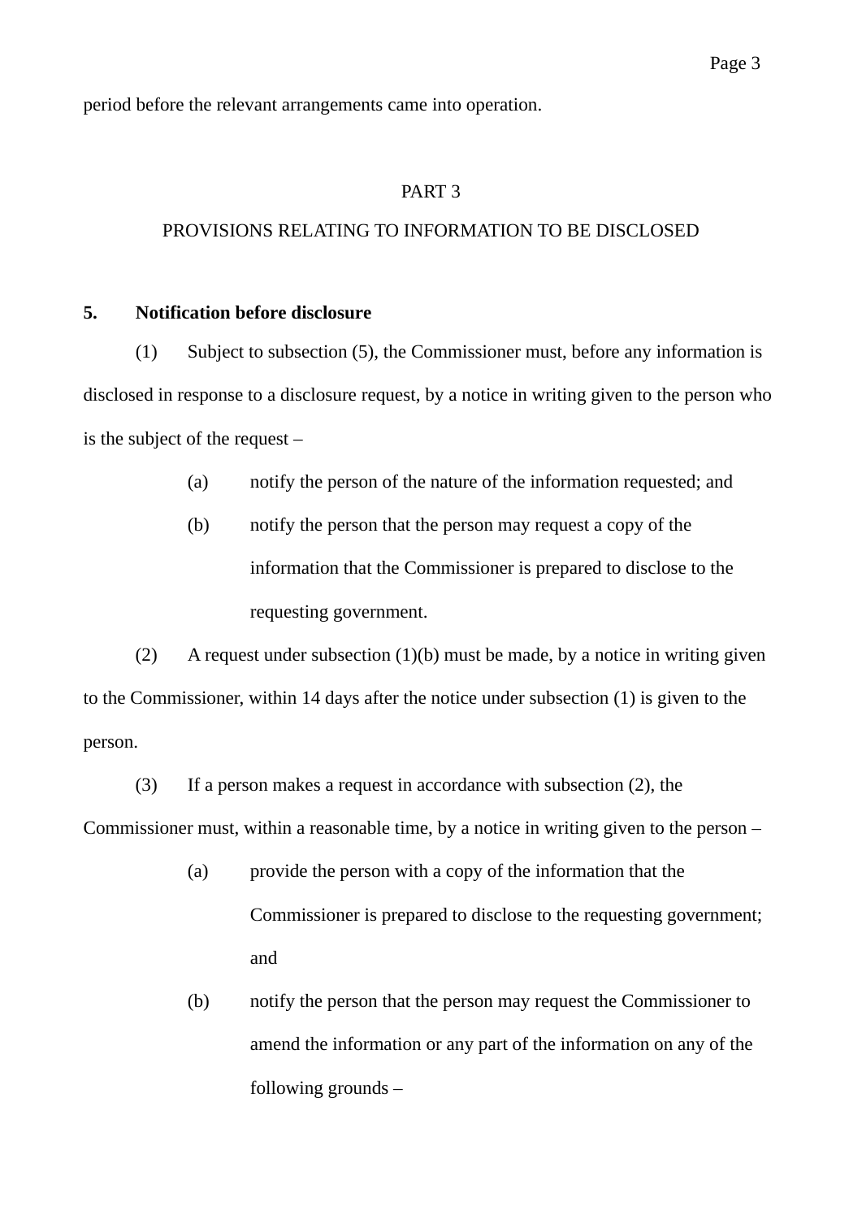period before the relevant arrangements came into operation.

## PART 3

## PROVISIONS RELATING TO INFORMATION TO BE DISCLOSED

**5. Notification before disclosure**

(1) Subject to subsection (5), the Commissioner must, before any information is disclosed in response to a disclosure request, by a notice in writing given to the person who is the subject of the request –

(a) notify the person of the nature of the information requested; and

(b) notify the person that the person may request a copy of the information that the Commissioner is prepared to disclose to the requesting government.

(2) A request under subsection (1)(b) must be made, by a notice in writing given to the Commissioner, within 14 days after the notice under subsection (1) is given to the person.

(3) If a person makes a request in accordance with subsection (2), the Commissioner must, within a reasonable time, by a notice in writing given to the person –

(a) provide the person with a copy of the information that the Commissioner is prepared to disclose to the requesting government; and

(b) notify the person that the person may request the Commissioner to amend the information or any part of the information on any of the following grounds –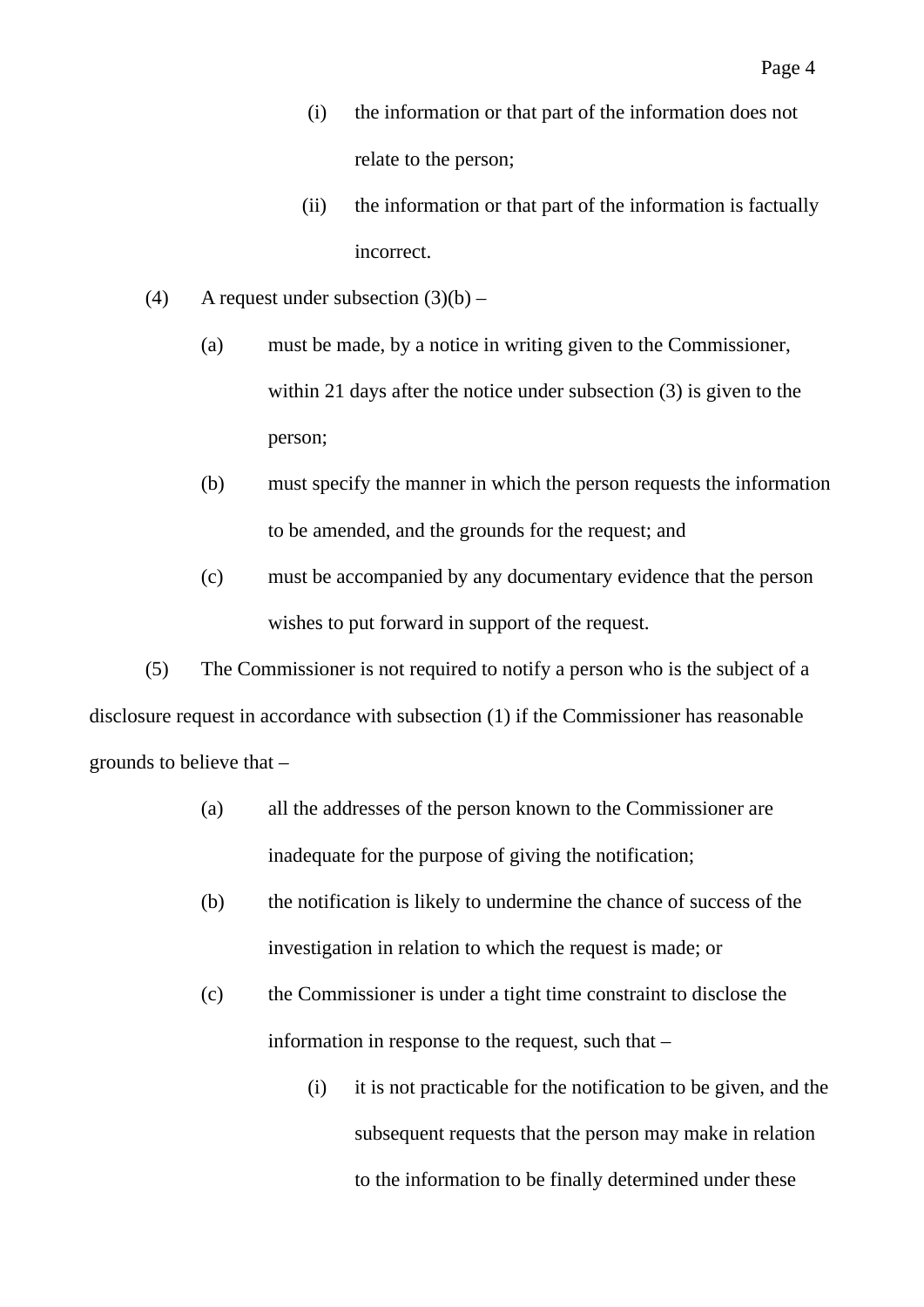(i) the information or that part of the information does not relate to the person;

(ii) the information or that part of the information is factually incorrect.

(4) A request under subsection (3)(b) –

(a) must be made, by a notice in writing given to the Commissioner, within 21 days after the notice under subsection (3) is given to the person;

(b) must specify the manner in which the person requests the information to be amended, and the grounds for the request; and

(c) must be accompanied by any documentary evidence that the person wishes to put forward in support of the request.

(5) The Commissioner is not required to notify a person who is the subject of a disclosure request in accordance with subsection (1) if the Commissioner has reasonable grounds to believe that –

(a) all the addresses of the person known to the Commissioner are inadequate for the purpose of giving the notification;

(b) the notification is likely to undermine the chance of success of the investigation in relation to which the request is made; or

(c) the Commissioner is under a tight time constraint to disclose the information in response to the request, such that –

(i) it is not practicable for the notification to be given, and the subsequent requests that the person may make in relation to the information to be finally determined under these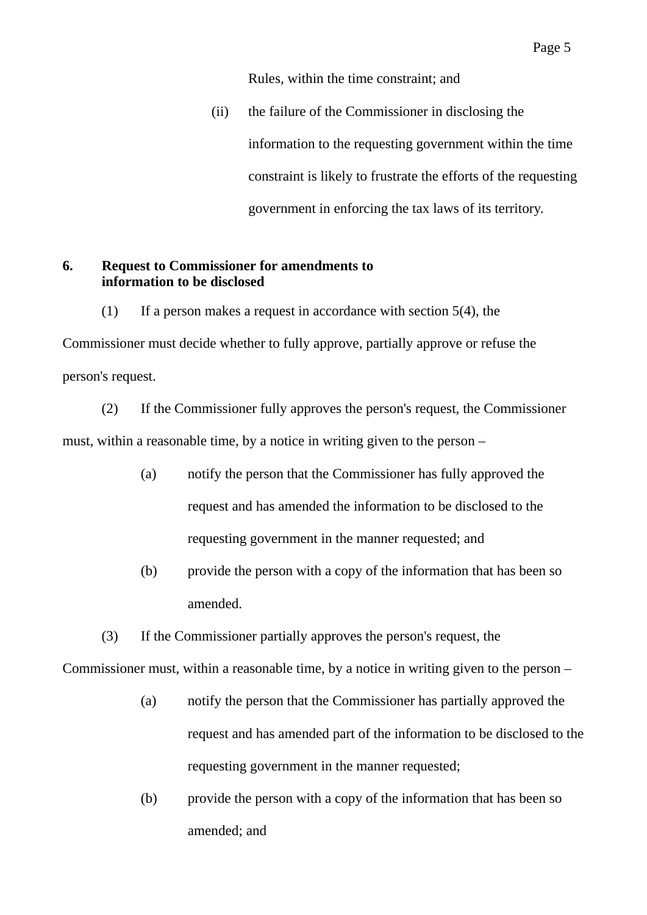Rules, within the time constraint; and

(ii) the failure of the Commissioner in disclosing the information to the requesting government within the time constraint is likely to frustrate the efforts of the requesting government in enforcing the tax laws of its territory.

**6. Request to Commissioner for amendments to information to be disclosed**

(1) If a person makes a request in accordance with section 5(4), the Commissioner must decide whether to fully approve, partially approve or refuse the person's request.

(2) If the Commissioner fully approves the person's request, the Commissioner must, within a reasonable time, by a notice in writing given to the person –

(a) notify the person that the Commissioner has fully approved the request and has amended the information to be disclosed to the requesting government in the manner requested; and

(b) provide the person with a copy of the information that has been so amended.

(3) If the Commissioner partially approves the person's request, the Commissioner must, within a reasonable time, by a notice in writing given to the person –

(a) notify the person that the Commissioner has partially approved the request and has amended part of the information to be disclosed to the requesting government in the manner requested;

(b) provide the person with a copy of the information that has been so amended; and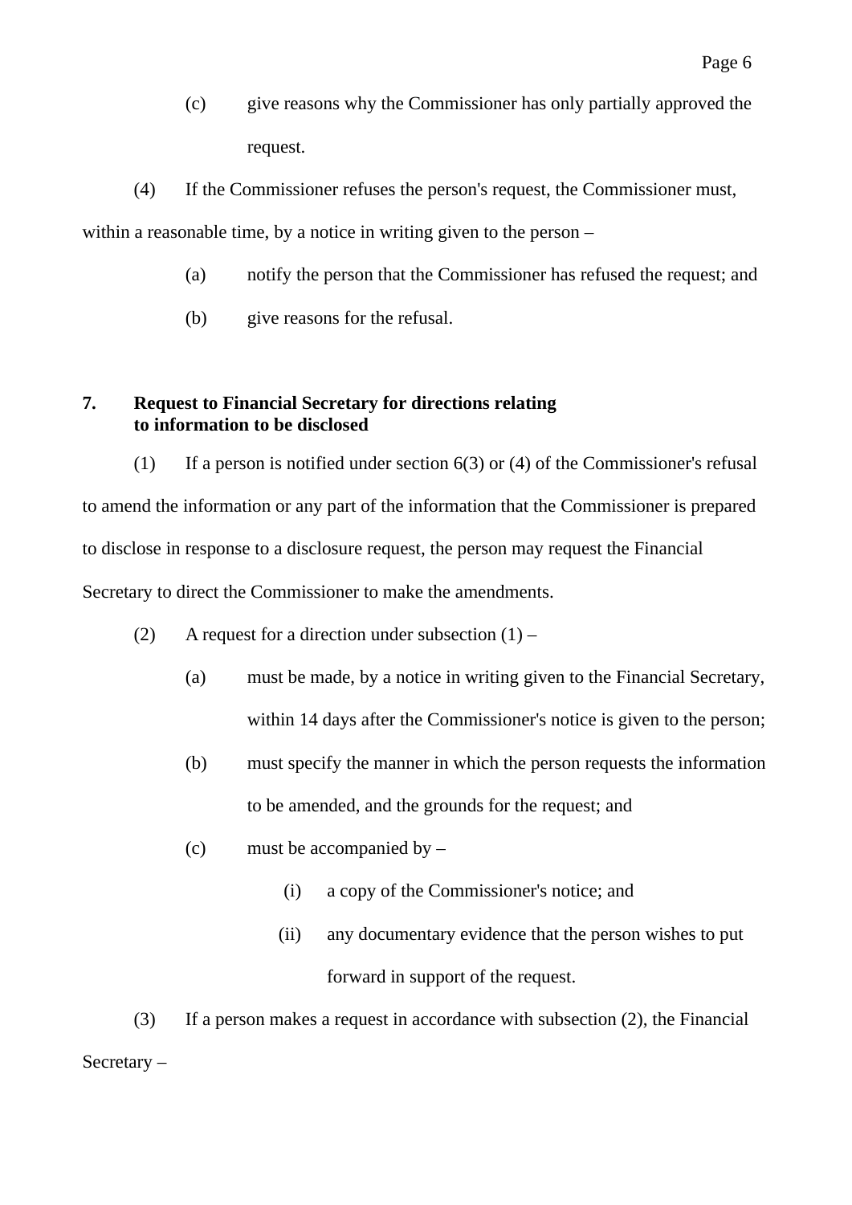(c) give reasons why the Commissioner has only partially approved the request.

(4) If the Commissioner refuses the person's request, the Commissioner must, within a reasonable time, by a notice in writing given to the person –

(a) notify the person that the Commissioner has refused the request; and

(b) give reasons for the refusal.

**7. Request to Financial Secretary for directions relating to information to be disclosed**

(1) If a person is notified under section 6(3) or (4) of the Commissioner's refusal to amend the information or any part of the information that the Commissioner is prepared to disclose in response to a disclosure request, the person may request the Financial Secretary to direct the Commissioner to make the amendments.

(2) A request for a direction under subsection (1) –

(a) must be made, by a notice in writing given to the Financial Secretary, within 14 days after the Commissioner's notice is given to the person;

(b) must specify the manner in which the person requests the information to be amended, and the grounds for the request; and

(c) must be accompanied by –

(i) a copy of the Commissioner's notice; and

(ii) any documentary evidence that the person wishes to put forward in support of the request.

(3) If a person makes a request in accordance with subsection (2), the Financial Secretary –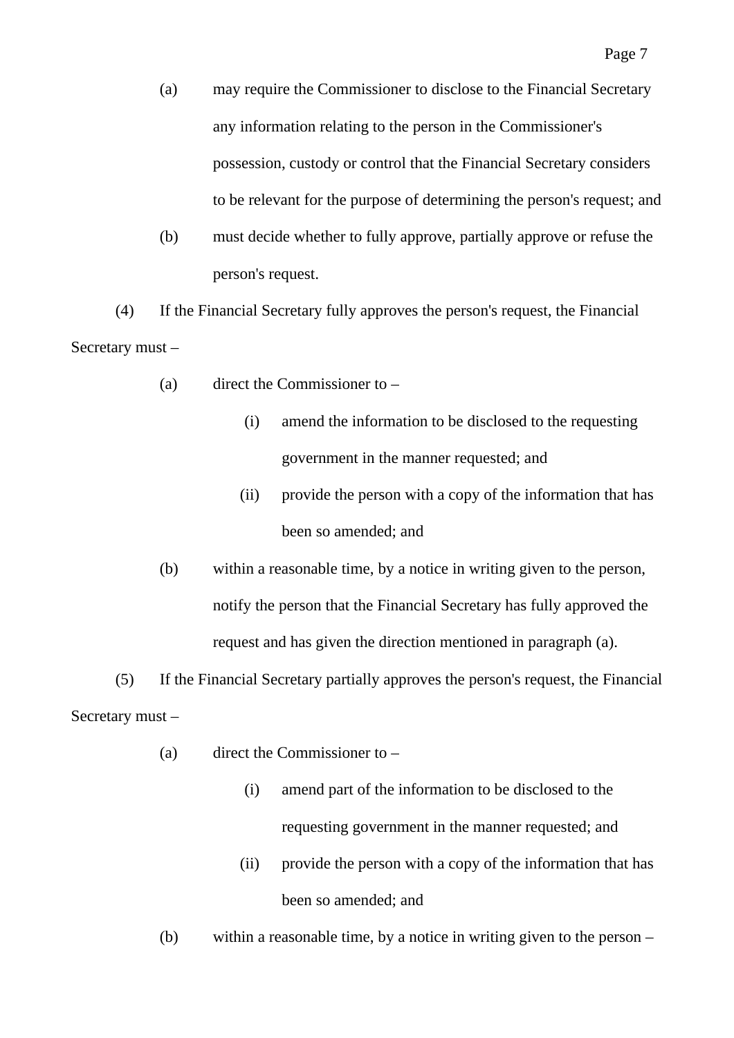(a) may require the Commissioner to disclose to the Financial Secretary any information relating to the person in the Commissioner's possession, custody or control that the Financial Secretary considers to be relevant for the purpose of determining the person's request; and

(b) must decide whether to fully approve, partially approve or refuse the person's request.

(4) If the Financial Secretary fully approves the person's request, the Financial Secretary must –

(a) direct the Commissioner to –

(i) amend the information to be disclosed to the requesting government in the manner requested; and

(ii) provide the person with a copy of the information that has been so amended; and

(b) within a reasonable time, by a notice in writing given to the person, notify the person that the Financial Secretary has fully approved the request and has given the direction mentioned in paragraph (a).

(5) If the Financial Secretary partially approves the person's request, the Financial Secretary must –

(a) direct the Commissioner to –

(i) amend part of the information to be disclosed to the requesting government in the manner requested; and

(ii) provide the person with a copy of the information that has been so amended; and

(b) within a reasonable time, by a notice in writing given to the person –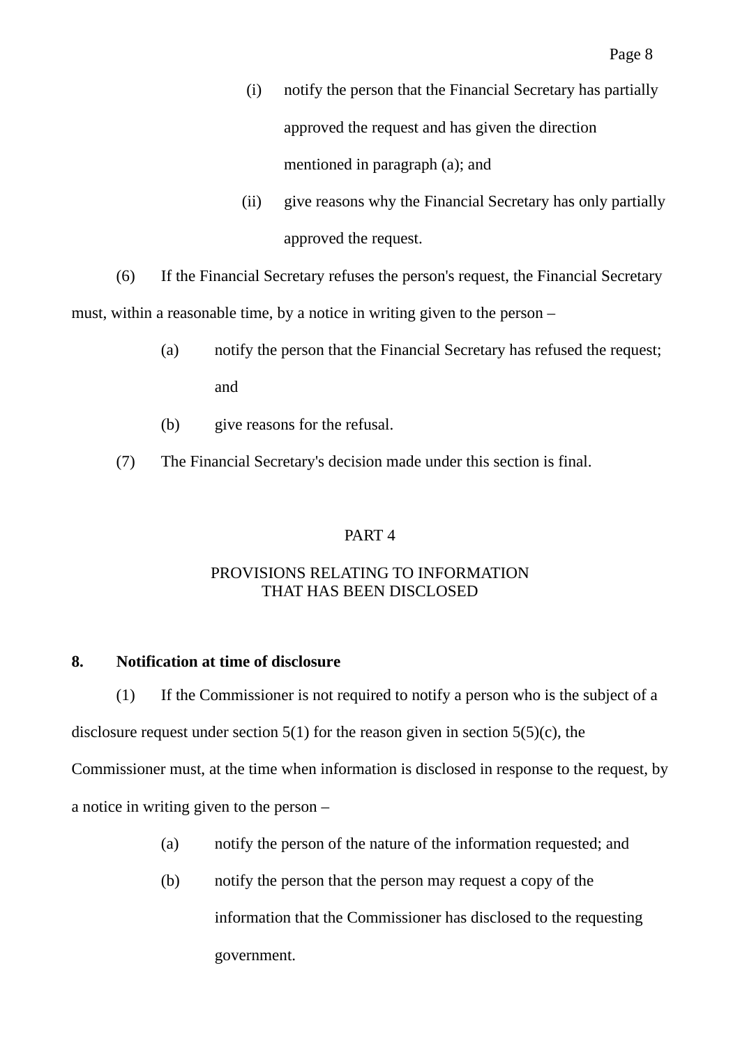(i) notify the person that the Financial Secretary has partially approved the request and has given the direction mentioned in paragraph (a); and

(ii) give reasons why the Financial Secretary has only partially approved the request.

(6) If the Financial Secretary refuses the person's request, the Financial Secretary must, within a reasonable time, by a notice in writing given to the person –

(a) notify the person that the Financial Secretary has refused the request; and

(b) give reasons for the refusal.

(7) The Financial Secretary's decision made under this section is final.

## PART 4

## PROVISIONS RELATING TO INFORMATION THAT HAS BEEN DISCLOSED

### 8. Notification at time of disclosure

(1) If the Commissioner is not required to notify a person who is the subject of a disclosure request under section 5(1) for the reason given in section 5(5)(c), the Commissioner must, at the time when information is disclosed in response to the request, by a notice in writing given to the person –

(a) notify the person of the nature of the information requested; and

(b) notify the person that the person may request a copy of the information that the Commissioner has disclosed to the requesting government.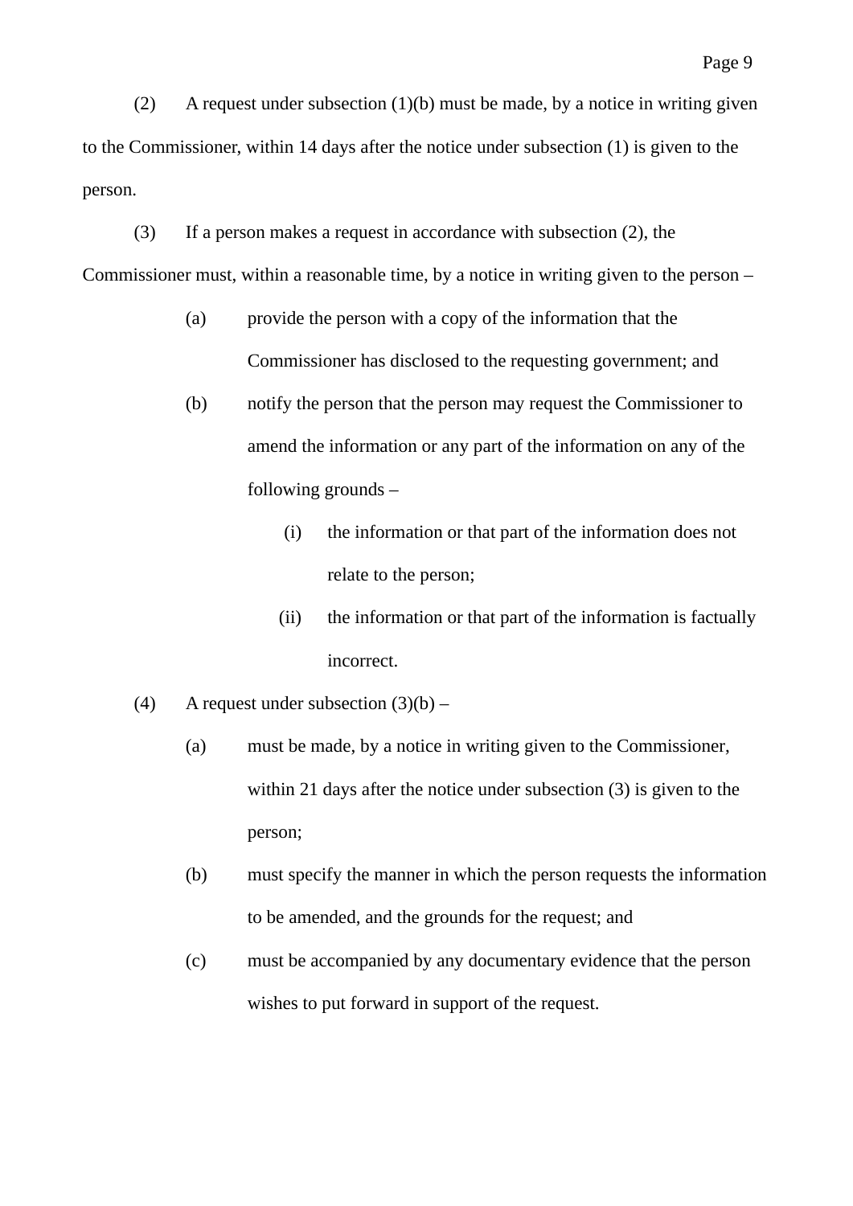(2) A request under subsection (1)(b) must be made, by a notice in writing given to the Commissioner, within 14 days after the notice under subsection (1) is given to the person.

(3) If a person makes a request in accordance with subsection (2), the Commissioner must, within a reasonable time, by a notice in writing given to the person –

- (a) provide the person with a copy of the information that the Commissioner has disclosed to the requesting government; and
- (b) notify the person that the person may request the Commissioner to amend the information or any part of the information on any of the following grounds –
  - (i) the information or that part of the information does not relate to the person;
  - (ii) the information or that part of the information is factually incorrect.

(4) A request under subsection (3)(b) –

- (a) must be made, by a notice in writing given to the Commissioner, within 21 days after the notice under subsection (3) is given to the person;
- (b) must specify the manner in which the person requests the information to be amended, and the grounds for the request; and
- (c) must be accompanied by any documentary evidence that the person wishes to put forward in support of the request.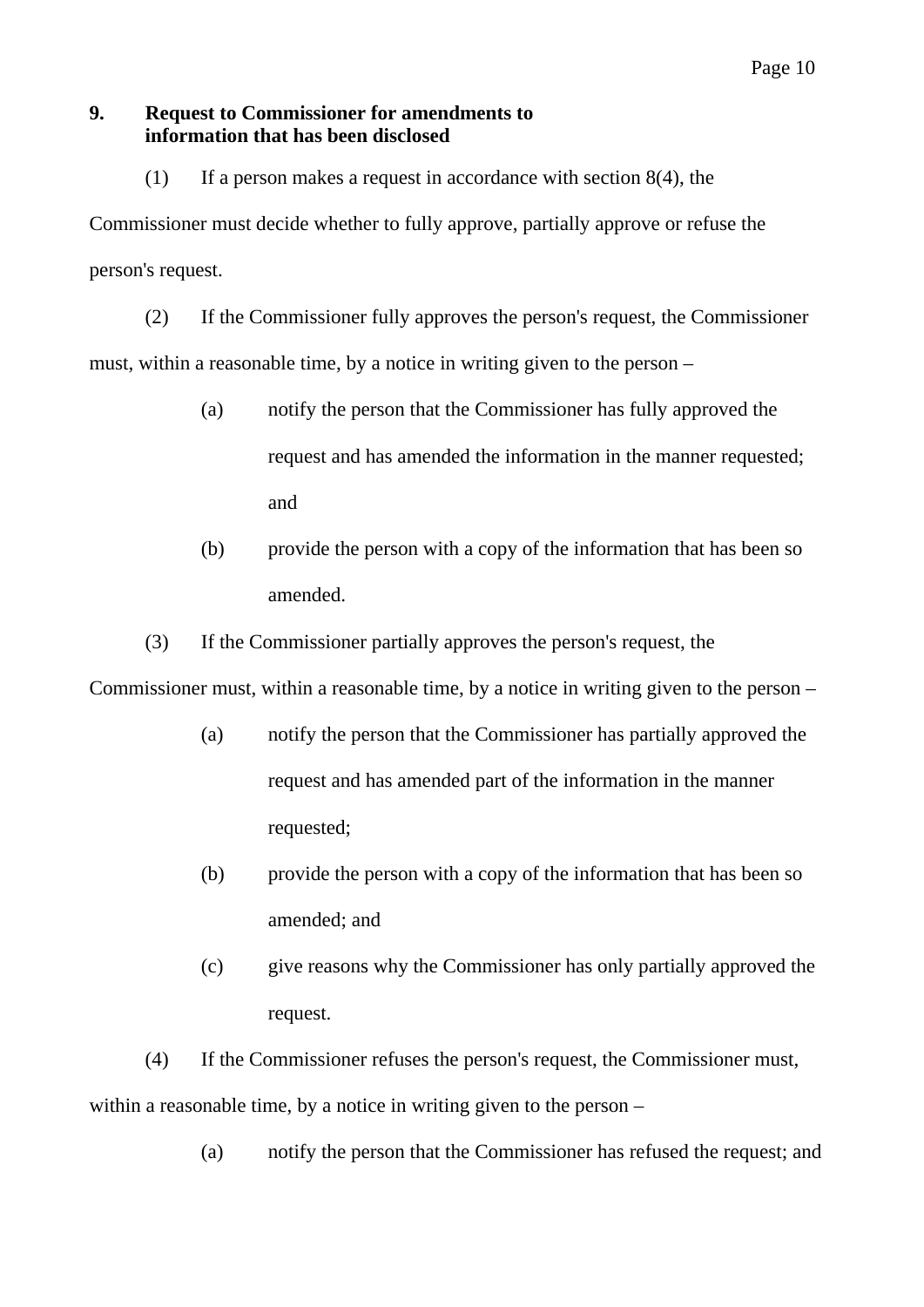## 9. Request to Commissioner for amendments to information that has been disclosed

(1) If a person makes a request in accordance with section 8(4), the Commissioner must decide whether to fully approve, partially approve or refuse the person's request.

(2) If the Commissioner fully approves the person's request, the Commissioner must, within a reasonable time, by a notice in writing given to the person –

- (a) notify the person that the Commissioner has fully approved the request and has amended the information in the manner requested; and
- (b) provide the person with a copy of the information that has been so amended.

(3) If the Commissioner partially approves the person's request, the Commissioner must, within a reasonable time, by a notice in writing given to the person –

- (a) notify the person that the Commissioner has partially approved the request and has amended part of the information in the manner requested;
- (b) provide the person with a copy of the information that has been so amended; and
- (c) give reasons why the Commissioner has only partially approved the request.

(4) If the Commissioner refuses the person's request, the Commissioner must, within a reasonable time, by a notice in writing given to the person –

- (a) notify the person that the Commissioner has refused the request; and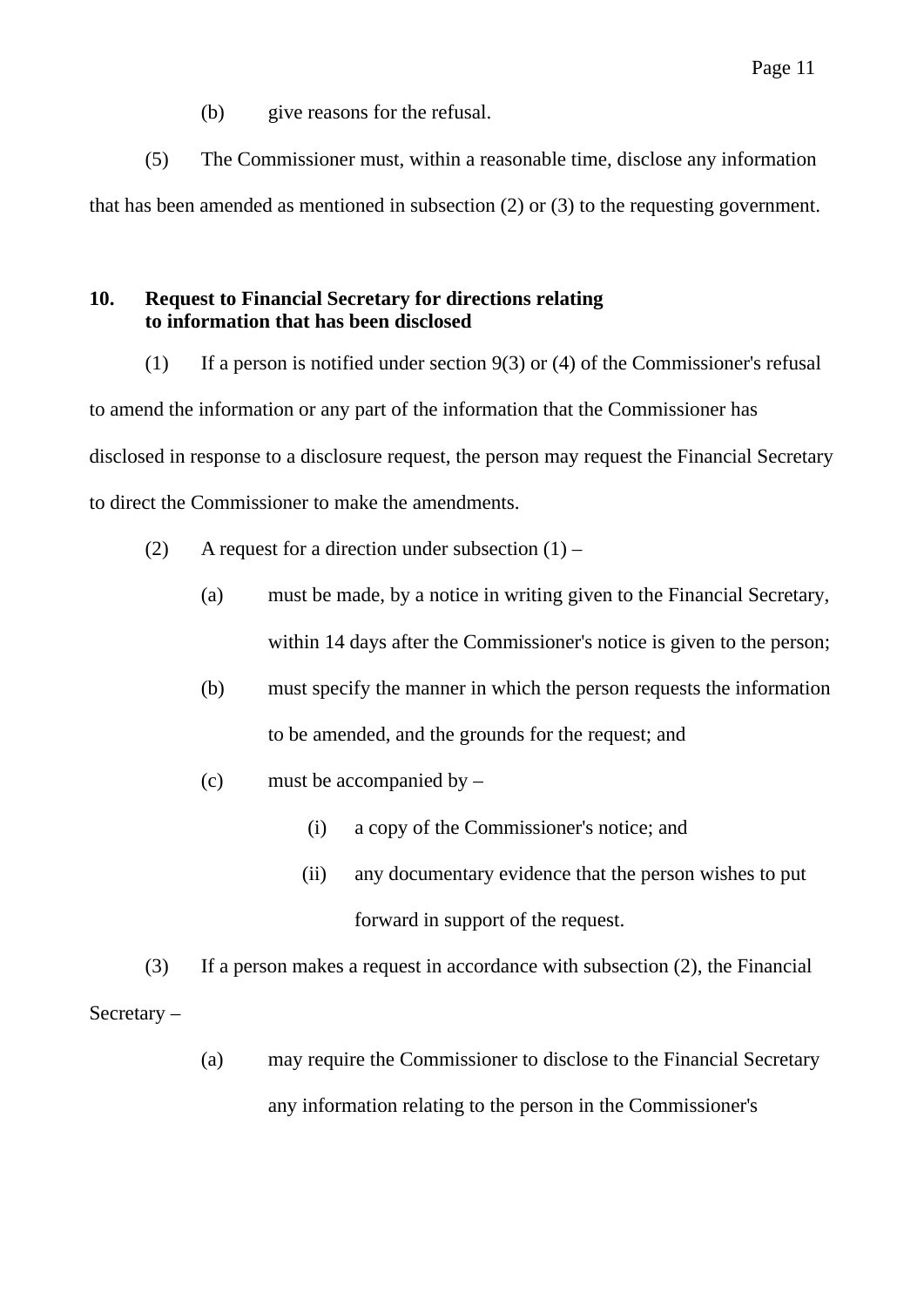(b) give reasons for the refusal.

(5) The Commissioner must, within a reasonable time, disclose any information that has been amended as mentioned in subsection (2) or (3) to the requesting government.

**10. Request to Financial Secretary for directions relating to information that has been disclosed**

(1) If a person is notified under section 9(3) or (4) of the Commissioner's refusal to amend the information or any part of the information that the Commissioner has disclosed in response to a disclosure request, the person may request the Financial Secretary to direct the Commissioner to make the amendments.

(2) A request for a direction under subsection (1) –

- (a) must be made, by a notice in writing given to the Financial Secretary, within 14 days after the Commissioner's notice is given to the person;
- (b) must specify the manner in which the person requests the information to be amended, and the grounds for the request; and
- (c) must be accompanied by –
  - (i) a copy of the Commissioner's notice; and
  - (ii) any documentary evidence that the person wishes to put forward in support of the request.

(3) If a person makes a request in accordance with subsection (2), the Financial Secretary –

- (a) may require the Commissioner to disclose to the Financial Secretary any information relating to the person in the Commissioner's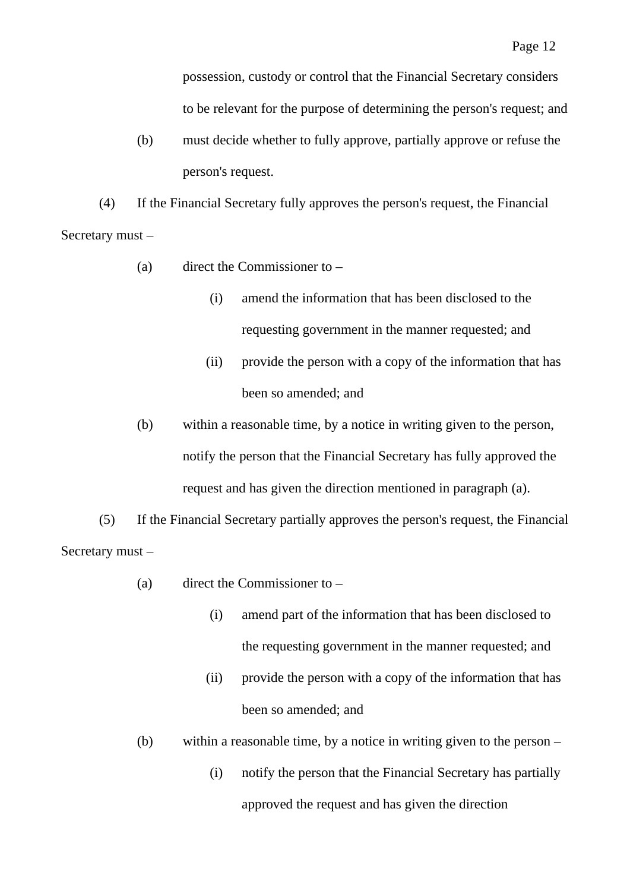possession, custody or control that the Financial Secretary considers to be relevant for the purpose of determining the person's request; and

(b) must decide whether to fully approve, partially approve or refuse the person's request.

(4) If the Financial Secretary fully approves the person's request, the Financial Secretary must –

(a) direct the Commissioner to –

(i) amend the information that has been disclosed to the requesting government in the manner requested; and

(ii) provide the person with a copy of the information that has been so amended; and

(b) within a reasonable time, by a notice in writing given to the person, notify the person that the Financial Secretary has fully approved the request and has given the direction mentioned in paragraph (a).

(5) If the Financial Secretary partially approves the person's request, the Financial Secretary must –

(a) direct the Commissioner to –

(i) amend part of the information that has been disclosed to the requesting government in the manner requested; and

(ii) provide the person with a copy of the information that has been so amended; and

(b) within a reasonable time, by a notice in writing given to the person –

(i) notify the person that the Financial Secretary has partially approved the request and has given the direction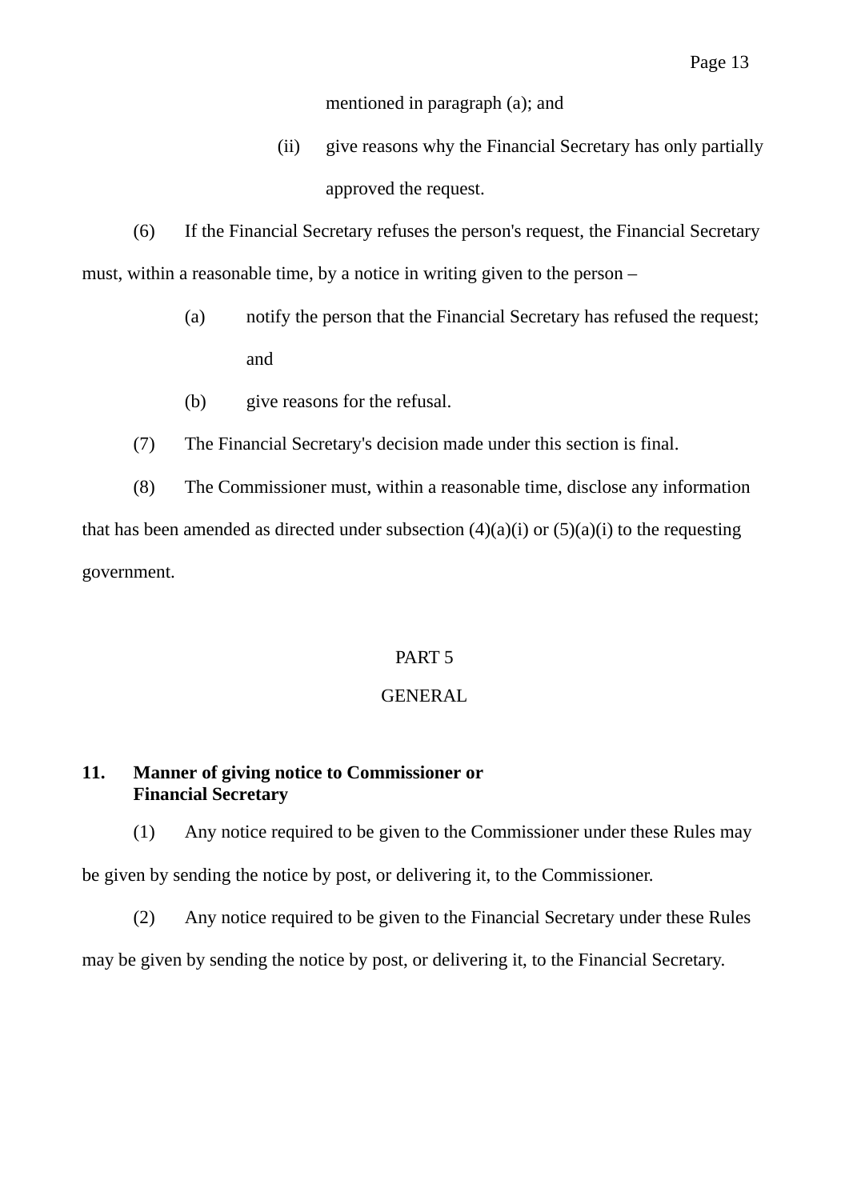mentioned in paragraph (a); and

(ii) give reasons why the Financial Secretary has only partially approved the request.

(6) If the Financial Secretary refuses the person's request, the Financial Secretary must, within a reasonable time, by a notice in writing given to the person –

(a) notify the person that the Financial Secretary has refused the request; and

(b) give reasons for the refusal.

(7) The Financial Secretary's decision made under this section is final.

(8) The Commissioner must, within a reasonable time, disclose any information that has been amended as directed under subsection (4)(a)(i) or (5)(a)(i) to the requesting government.

## PART 5

## GENERAL

### 11. Manner of giving notice to Commissioner or Financial Secretary

(1) Any notice required to be given to the Commissioner under these Rules may be given by sending the notice by post, or delivering it, to the Commissioner.

(2) Any notice required to be given to the Financial Secretary under these Rules may be given by sending the notice by post, or delivering it, to the Financial Secretary.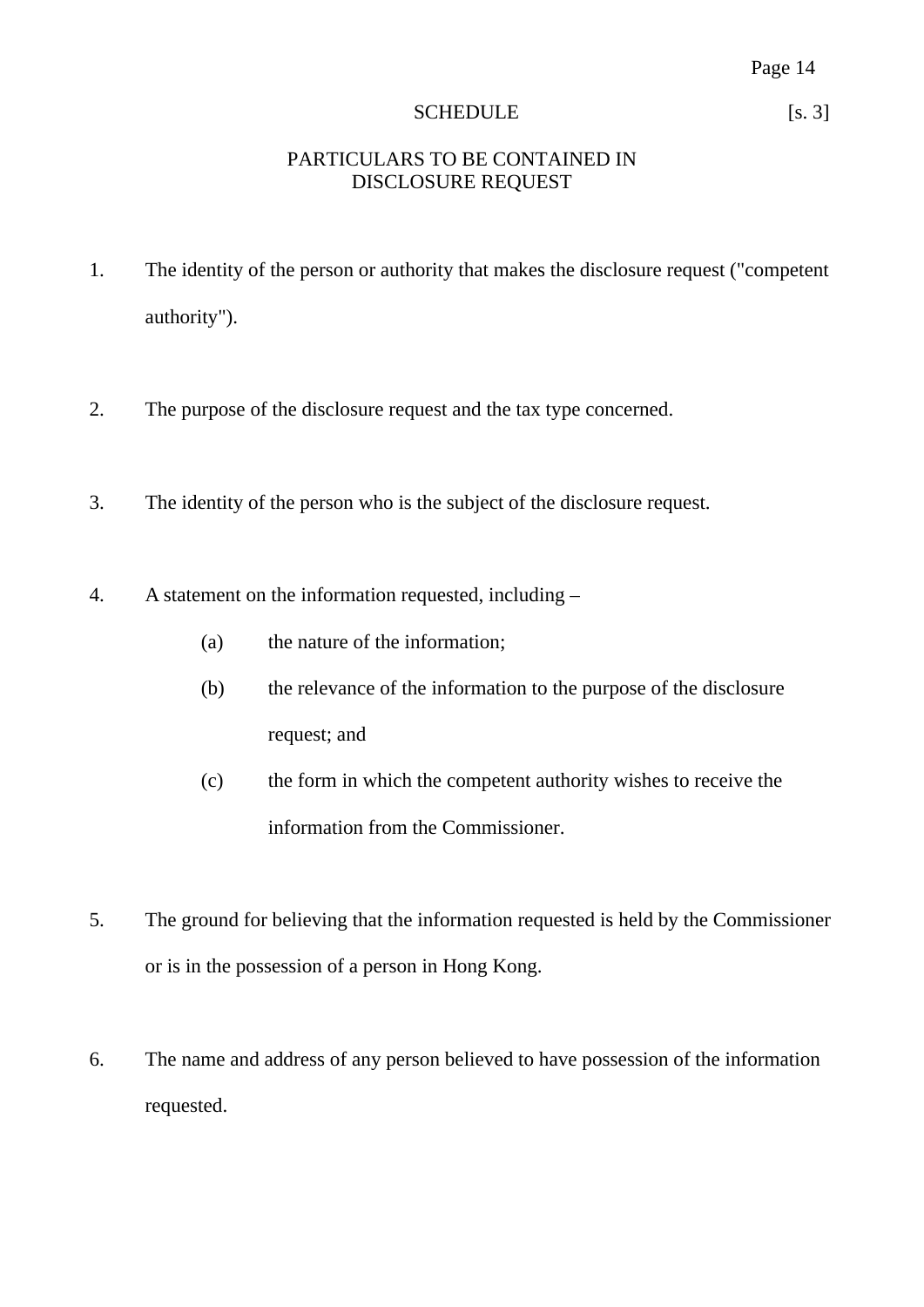# SCHEDULE [s. 3]

## PARTICULARS TO BE CONTAINED IN DISCLOSURE REQUEST

1. The identity of the person or authority that makes the disclosure request ("competent authority").

2. The purpose of the disclosure request and the tax type concerned.

3. The identity of the person who is the subject of the disclosure request.

4. A statement on the information requested, including –
   - (a) the nature of the information;
   - (b) the relevance of the information to the purpose of the disclosure request; and
   - (c) the form in which the competent authority wishes to receive the information from the Commissioner.

5. The ground for believing that the information requested is held by the Commissioner or is in the possession of a person in Hong Kong.

6. The name and address of any person believed to have possession of the information requested.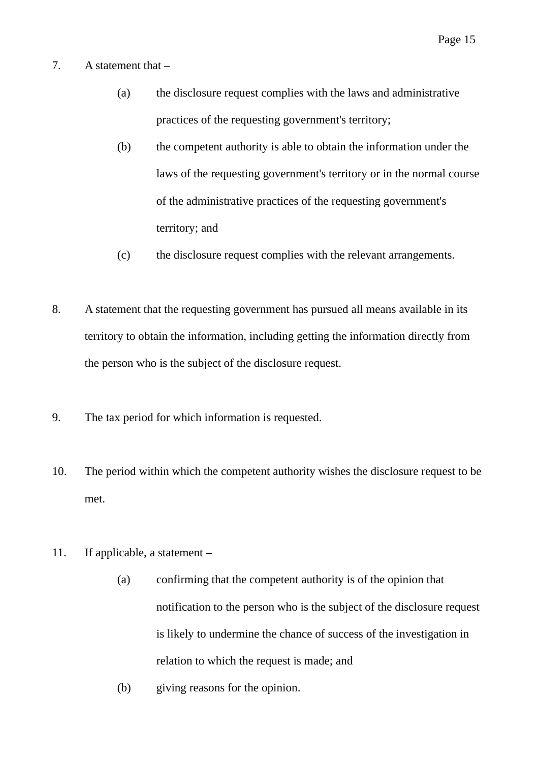7. A statement that –

    (a) the disclosure request complies with the laws and administrative practices of the requesting government's territory;

    (b) the competent authority is able to obtain the information under the laws of the requesting government's territory or in the normal course of the administrative practices of the requesting government's territory; and

    (c) the disclosure request complies with the relevant arrangements.

8. A statement that the requesting government has pursued all means available in its territory to obtain the information, including getting the information directly from the person who is the subject of the disclosure request.

9. The tax period for which information is requested.

10. The period within which the competent authority wishes the disclosure request to be met.

11. If applicable, a statement –

    (a) confirming that the competent authority is of the opinion that notification to the person who is the subject of the disclosure request is likely to undermine the chance of success of the investigation in relation to which the request is made; and

    (b) giving reasons for the opinion.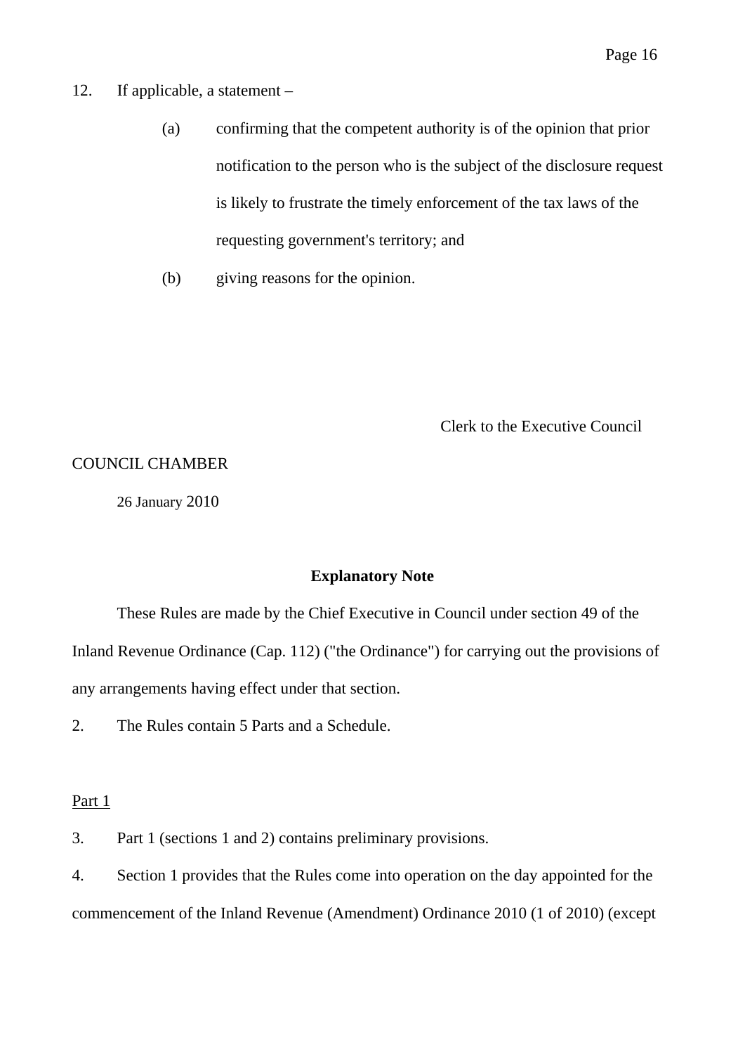12. If applicable, a statement –

    (a) confirming that the competent authority is of the opinion that prior notification to the person who is the subject of the disclosure request is likely to frustrate the timely enforcement of the tax laws of the requesting government's territory; and

    (b) giving reasons for the opinion.

Clerk to the Executive Council

COUNCIL CHAMBER

26 January 2010

**Explanatory Note**

These Rules are made by the Chief Executive in Council under section 49 of the Inland Revenue Ordinance (Cap. 112) ("the Ordinance") for carrying out the provisions of any arrangements having effect under that section.

2. The Rules contain 5 Parts and a Schedule.

<u>Part 1</u>

3. Part 1 (sections 1 and 2) contains preliminary provisions.

4. Section 1 provides that the Rules come into operation on the day appointed for the commencement of the Inland Revenue (Amendment) Ordinance 2010 (1 of 2010) (except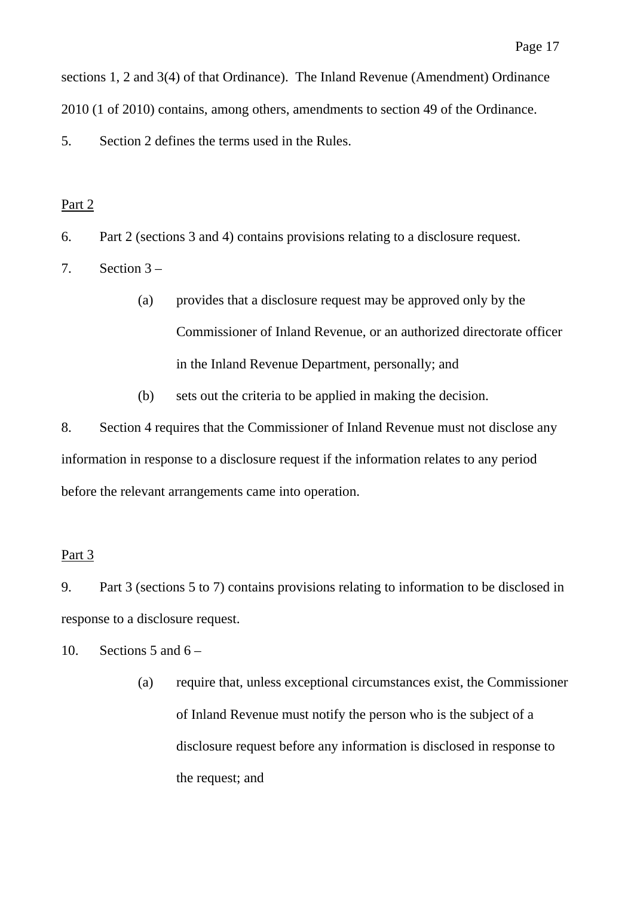sections 1, 2 and 3(4) of that Ordinance). The Inland Revenue (Amendment) Ordinance 2010 (1 of 2010) contains, among others, amendments to section 49 of the Ordinance.

5. Section 2 defines the terms used in the Rules.

<u>Part 2</u>

6. Part 2 (sections 3 and 4) contains provisions relating to a disclosure request.

7. Section 3 –

   (a) provides that a disclosure request may be approved only by the Commissioner of Inland Revenue, or an authorized directorate officer in the Inland Revenue Department, personally; and

   (b) sets out the criteria to be applied in making the decision.

8. Section 4 requires that the Commissioner of Inland Revenue must not disclose any information in response to a disclosure request if the information relates to any period before the relevant arrangements came into operation.

<u>Part 3</u>

9. Part 3 (sections 5 to 7) contains provisions relating to information to be disclosed in response to a disclosure request.

10. Sections 5 and 6 –

   (a) require that, unless exceptional circumstances exist, the Commissioner of Inland Revenue must notify the person who is the subject of a disclosure request before any information is disclosed in response to the request; and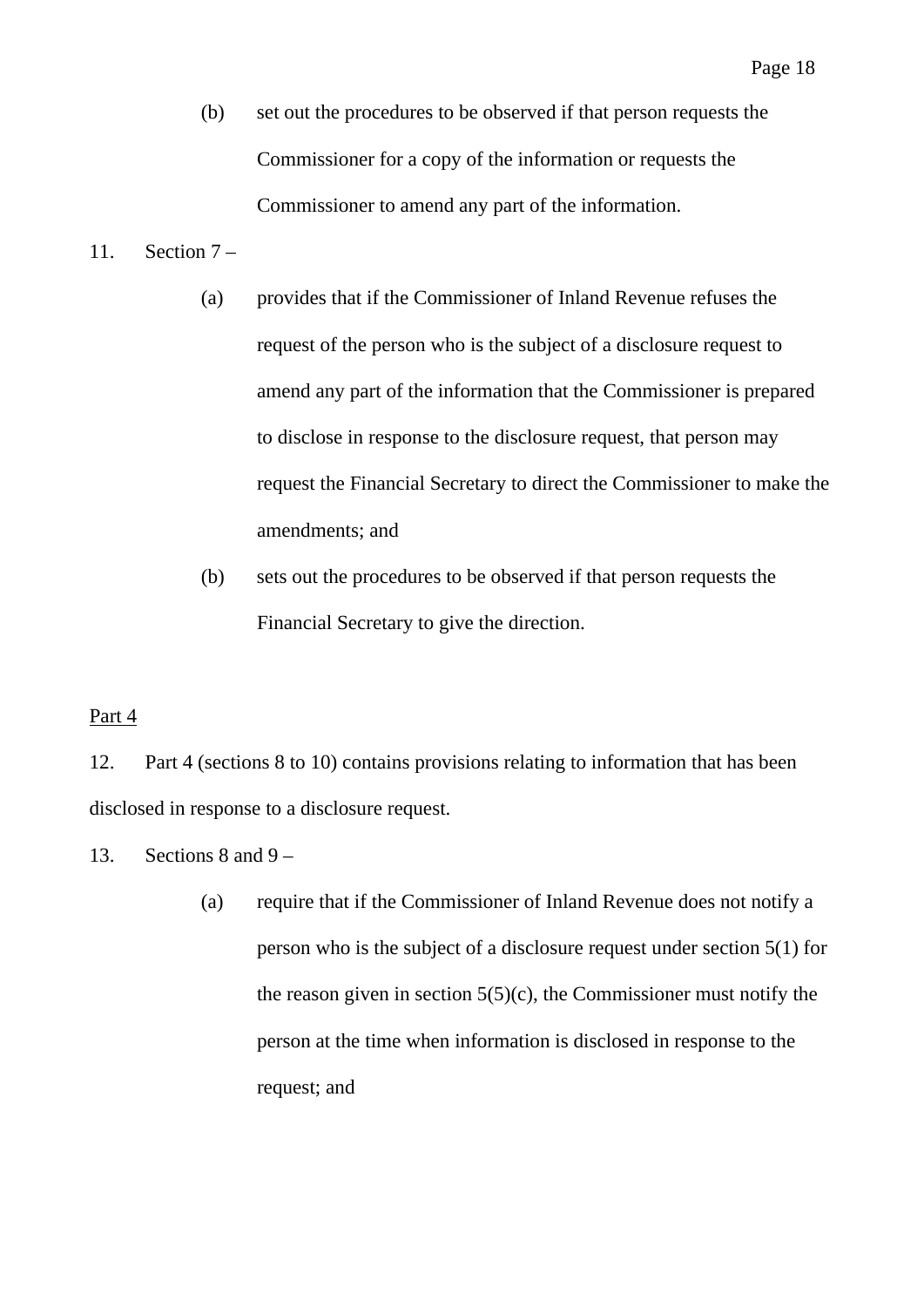(b) set out the procedures to be observed if that person requests the Commissioner for a copy of the information or requests the Commissioner to amend any part of the information.

11. Section 7 –

(a) provides that if the Commissioner of Inland Revenue refuses the request of the person who is the subject of a disclosure request to amend any part of the information that the Commissioner is prepared to disclose in response to the disclosure request, that person may request the Financial Secretary to direct the Commissioner to make the amendments; and

(b) sets out the procedures to be observed if that person requests the Financial Secretary to give the direction.

<u>Part 4</u>

12. Part 4 (sections 8 to 10) contains provisions relating to information that has been disclosed in response to a disclosure request.

13. Sections 8 and 9 –

(a) require that if the Commissioner of Inland Revenue does not notify a person who is the subject of a disclosure request under section 5(1) for the reason given in section 5(5)(c), the Commissioner must notify the person at the time when information is disclosed in response to the request; and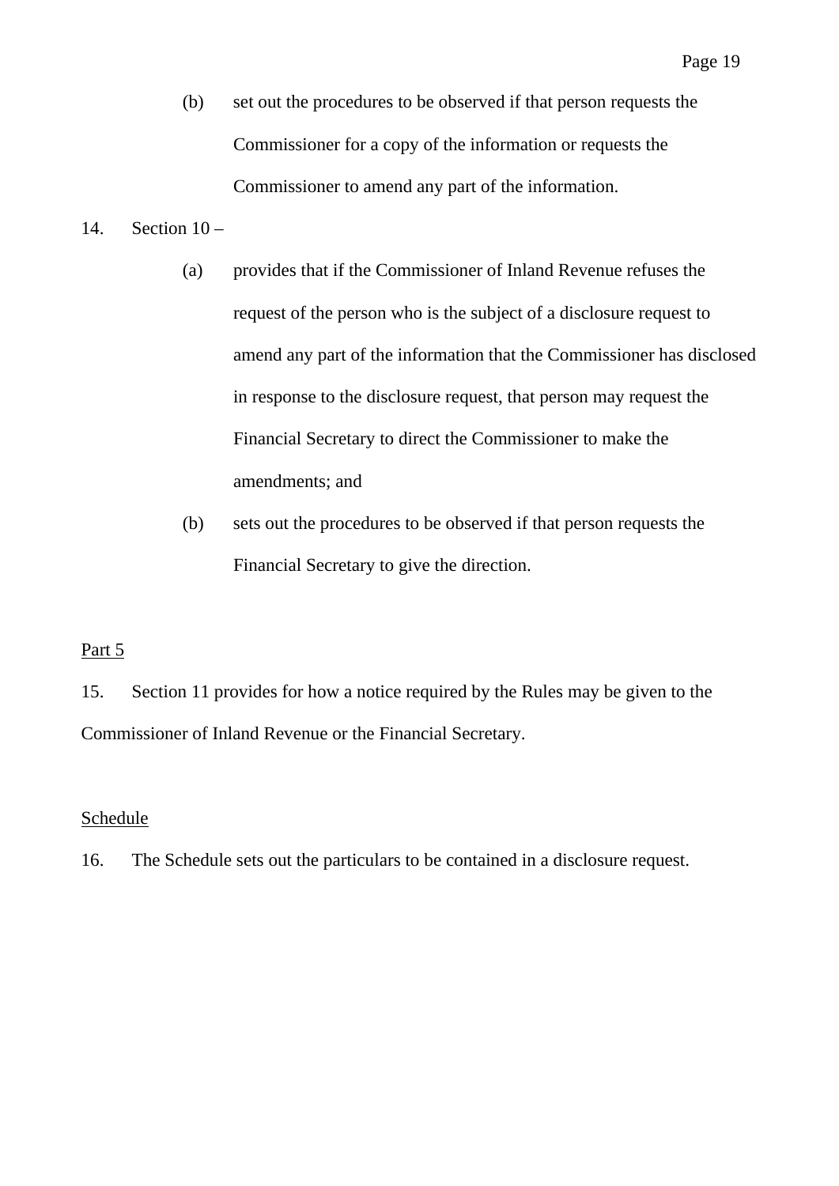(b) set out the procedures to be observed if that person requests the Commissioner for a copy of the information or requests the Commissioner to amend any part of the information.

14. Section 10 –

(a) provides that if the Commissioner of Inland Revenue refuses the request of the person who is the subject of a disclosure request to amend any part of the information that the Commissioner has disclosed in response to the disclosure request, that person may request the Financial Secretary to direct the Commissioner to make the amendments; and

(b) sets out the procedures to be observed if that person requests the Financial Secretary to give the direction.

<u>Part 5</u>

15. Section 11 provides for how a notice required by the Rules may be given to the Commissioner of Inland Revenue or the Financial Secretary.

<u>Schedule</u>

16. The Schedule sets out the particulars to be contained in a disclosure request.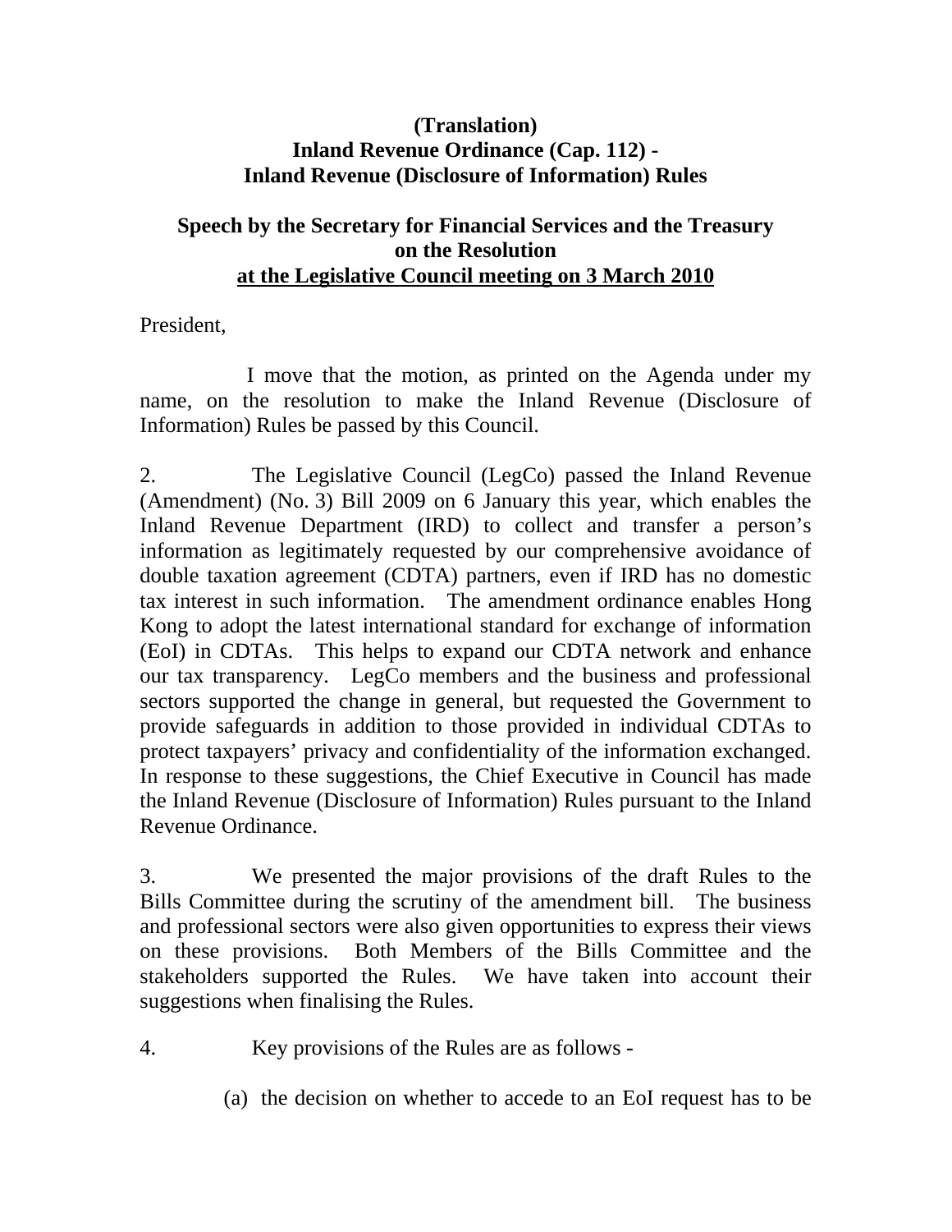**(Translation)**
**Inland Revenue Ordinance (Cap. 112) -**
**Inland Revenue (Disclosure of Information) Rules**

**Speech by the Secretary for Financial Services and the Treasury**
**on the Resolution**
**at the Legislative Council meeting on 3 March 2010**

President,

I move that the motion, as printed on the Agenda under my name, on the resolution to make the Inland Revenue (Disclosure of Information) Rules be passed by this Council.

2. The Legislative Council (LegCo) passed the Inland Revenue (Amendment) (No. 3) Bill 2009 on 6 January this year, which enables the Inland Revenue Department (IRD) to collect and transfer a person's information as legitimately requested by our comprehensive avoidance of double taxation agreement (CDTA) partners, even if IRD has no domestic tax interest in such information. The amendment ordinance enables Hong Kong to adopt the latest international standard for exchange of information (EoI) in CDTAs. This helps to expand our CDTA network and enhance our tax transparency. LegCo members and the business and professional sectors supported the change in general, but requested the Government to provide safeguards in addition to those provided in individual CDTAs to protect taxpayers' privacy and confidentiality of the information exchanged. In response to these suggestions, the Chief Executive in Council has made the Inland Revenue (Disclosure of Information) Rules pursuant to the Inland Revenue Ordinance.

3. We presented the major provisions of the draft Rules to the Bills Committee during the scrutiny of the amendment bill. The business and professional sectors were also given opportunities to express their views on these provisions. Both Members of the Bills Committee and the stakeholders supported the Rules. We have taken into account their suggestions when finalising the Rules.

4. Key provisions of the Rules are as follows -

(a) the decision on whether to accede to an EoI request has to be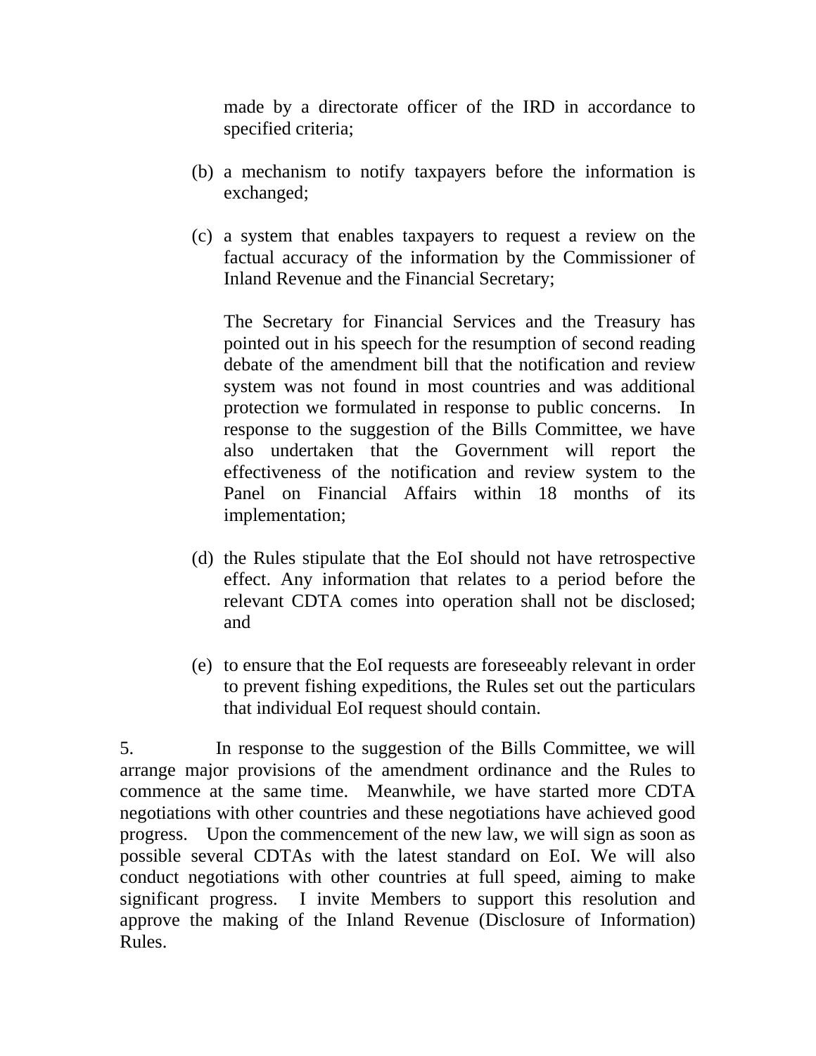made by a directorate officer of the IRD in accordance to specified criteria;

(b) a mechanism to notify taxpayers before the information is exchanged;

(c) a system that enables taxpayers to request a review on the factual accuracy of the information by the Commissioner of Inland Revenue and the Financial Secretary;

    The Secretary for Financial Services and the Treasury has pointed out in his speech for the resumption of second reading debate of the amendment bill that the notification and review system was not found in most countries and was additional protection we formulated in response to public concerns. In response to the suggestion of the Bills Committee, we have also undertaken that the Government will report the effectiveness of the notification and review system to the Panel on Financial Affairs within 18 months of its implementation;

(d) the Rules stipulate that the EoI should not have retrospective effect. Any information that relates to a period before the relevant CDTA comes into operation shall not be disclosed; and

(e) to ensure that the EoI requests are foreseeably relevant in order to prevent fishing expeditions, the Rules set out the particulars that individual EoI request should contain.

5. In response to the suggestion of the Bills Committee, we will arrange major provisions of the amendment ordinance and the Rules to commence at the same time. Meanwhile, we have started more CDTA negotiations with other countries and these negotiations have achieved good progress. Upon the commencement of the new law, we will sign as soon as possible several CDTAs with the latest standard on EoI. We will also conduct negotiations with other countries at full speed, aiming to make significant progress. I invite Members to support this resolution and approve the making of the Inland Revenue (Disclosure of Information) Rules.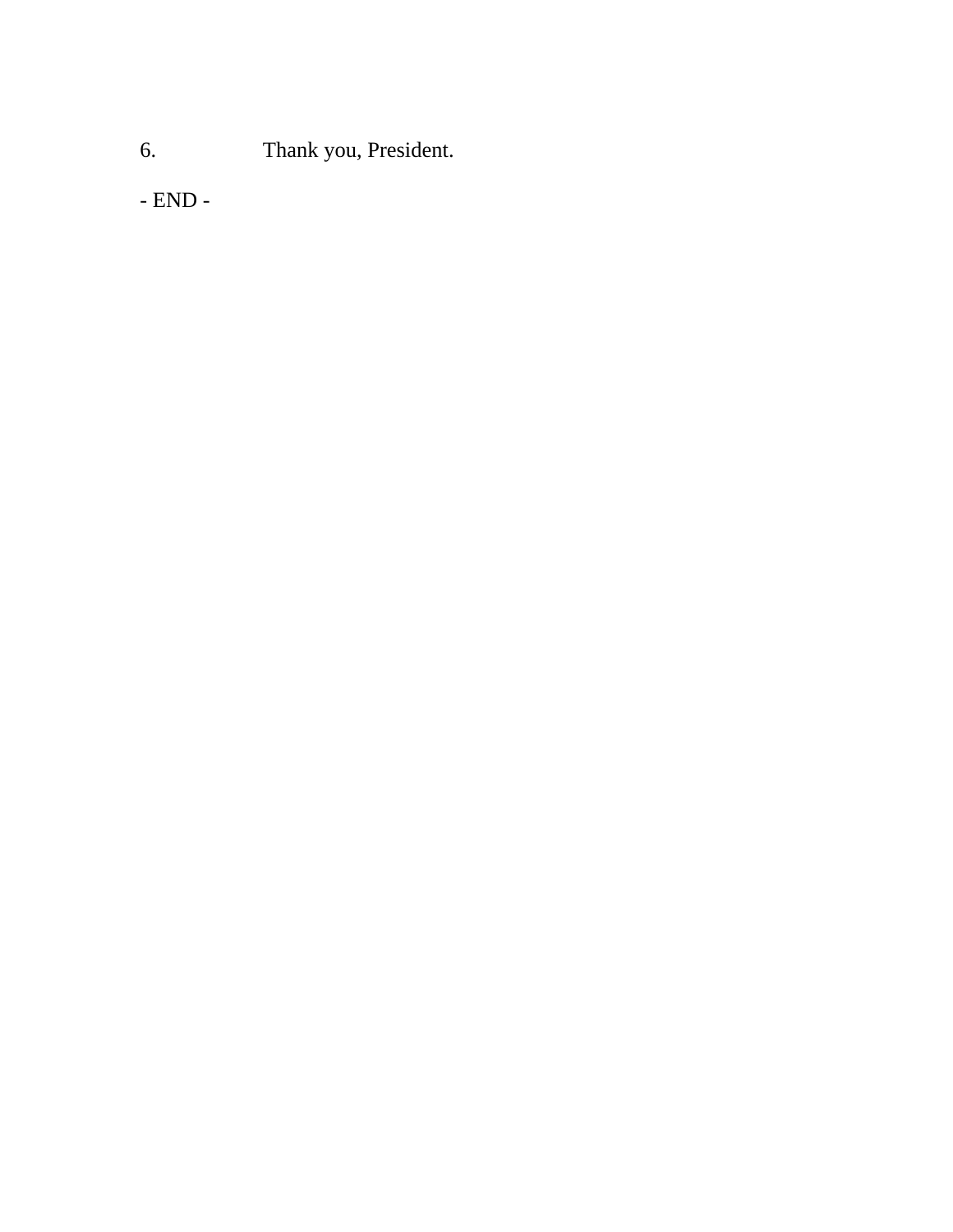6. Thank you, President.

- END -